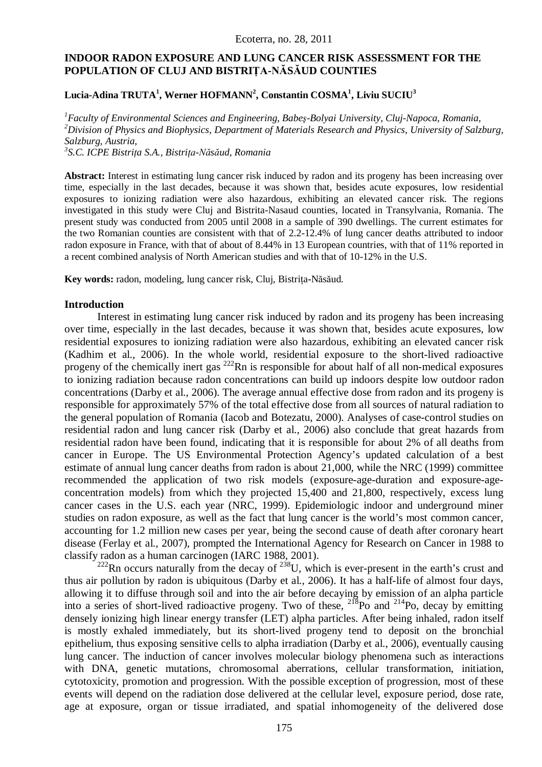# INDOOR RADON EXPOSURE AND LUNG CANCER RISK ASSESSMENT FOR THE POPULATION OF CLUJ AND BISTRIȚA-NĂSĂUD COUNTIES

**Lucia-Adina TRUTA[1], Werner HOFMANN[2], Constantin COSMA[1], Liviu SUCIU[3]**

*[1]Faculty of Environmental Sciences and Engineering, Babeș-Bolyai University, Cluj-Napoca, Romania,*
*[2]Division of Physics and Biophysics, Department of Materials Research and Physics, University of Salzburg, Salzburg, Austria,*
*[3]S.C. ICPE Bistrița S.A., Bistrița-Năsăud, Romania*

**Abstract:** Interest in estimating lung cancer risk induced by radon and its progeny has been increasing over time, especially in the last decades, because it was shown that, besides acute exposures, low residential exposures to ionizing radiation were also hazardous, exhibiting an elevated cancer risk. The regions investigated in this study were Cluj and Bistrita-Nasaud counties, located in Transylvania, Romania. The present study was conducted from 2005 until 2008 in a sample of 390 dwellings. The current estimates for the two Romanian counties are consistent with that of 2.2-12.4% of lung cancer deaths attributed to indoor radon exposure in France, with that of about of 8.44% in 13 European countries, with that of 11% reported in a recent combined analysis of North American studies and with that of 10-12% in the U.S.

**Key words:** radon, modeling, lung cancer risk, Cluj, Bistrița-Năsăud.

## Introduction

Interest in estimating lung cancer risk induced by radon and its progeny has been increasing over time, especially in the last decades, because it was shown that, besides acute exposures, low residential exposures to ionizing radiation were also hazardous, exhibiting an elevated cancer risk (Kadhim et al., 2006). In the whole world, residential exposure to the short-lived radioactive progeny of the chemically inert gas $^{222}Rn$ is responsible for about half of all non-medical exposures to ionizing radiation because radon concentrations can build up indoors despite low outdoor radon concentrations (Darby et al., 2006). The average annual effective dose from radon and its progeny is responsible for approximately 57% of the total effective dose from all sources of natural radiation to the general population of Romania (Iacob and Botezatu, 2000). Analyses of case-control studies on residential radon and lung cancer risk (Darby et al., 2006) also conclude that great hazards from residential radon have been found, indicating that it is responsible for about 2% of all deaths from cancer in Europe. The US Environmental Protection Agency's updated calculation of a best estimate of annual lung cancer deaths from radon is about 21,000, while the NRC (1999) committee recommended the application of two risk models (exposure-age-duration and exposure-age-concentration models) from which they projected 15,400 and 21,800, respectively, excess lung cancer cases in the U.S. each year (NRC, 1999). Epidemiologic indoor and underground miner studies on radon exposure, as well as the fact that lung cancer is the world's most common cancer, accounting for 1.2 million new cases per year, being the second cause of death after coronary heart disease (Ferlay et al., 2007), prompted the International Agency for Research on Cancer in 1988 to classify radon as a human carcinogen (IARC 1988, 2001).

$^{222}Rn$ occurs naturally from the decay of $^{238}U$, which is ever-present in the earth's crust and thus air pollution by radon is ubiquitous (Darby et al., 2006). It has a half-life of almost four days, allowing it to diffuse through soil and into the air before decaying by emission of an alpha particle into a series of short-lived radioactive progeny. Two of these, $^{218}Po$ and $^{214}Po$, decay by emitting densely ionizing high linear energy transfer (LET) alpha particles. After being inhaled, radon itself is mostly exhaled immediately, but its short-lived progeny tend to deposit on the bronchial epithelium, thus exposing sensitive cells to alpha irradiation (Darby et al., 2006), eventually causing lung cancer. The induction of cancer involves molecular biology phenomena such as interactions with DNA, genetic mutations, chromosomal aberrations, cellular transformation, initiation, cytotoxicity, promotion and progression. With the possible exception of progression, most of these events will depend on the radiation dose delivered at the cellular level, exposure period, dose rate, age at exposure, organ or tissue irradiated, and spatial inhomogeneity of the delivered dose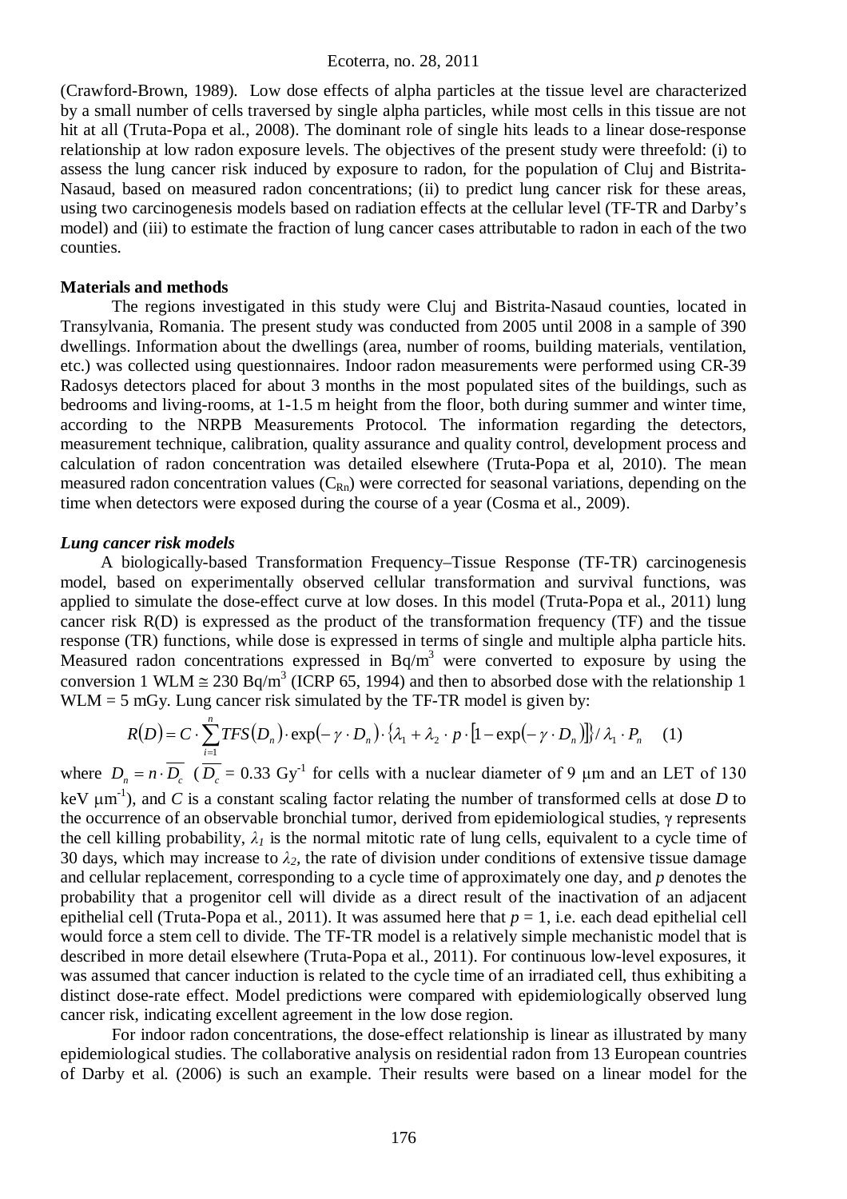(Crawford-Brown, 1989). Low dose effects of alpha particles at the tissue level are characterized by a small number of cells traversed by single alpha particles, while most cells in this tissue are not hit at all (Truta-Popa et al., 2008). The dominant role of single hits leads to a linear dose-response relationship at low radon exposure levels. The objectives of the present study were threefold: (i) to assess the lung cancer risk induced by exposure to radon, for the population of Cluj and Bistrita-Nasaud, based on measured radon concentrations; (ii) to predict lung cancer risk for these areas, using two carcinogenesis models based on radiation effects at the cellular level (TF-TR and Darby's model) and (iii) to estimate the fraction of lung cancer cases attributable to radon in each of the two counties.

**Materials and methods**

The regions investigated in this study were Cluj and Bistrita-Nasaud counties, located in Transylvania, Romania. The present study was conducted from 2005 until 2008 in a sample of 390 dwellings. Information about the dwellings (area, number of rooms, building materials, ventilation, etc.) was collected using questionnaires. Indoor radon measurements were performed using CR-39 Radosys detectors placed for about 3 months in the most populated sites of the buildings, such as bedrooms and living-rooms, at 1-1.5 m height from the floor, both during summer and winter time, according to the NRPB Measurements Protocol. The information regarding the detectors, measurement technique, calibration, quality assurance and quality control, development process and calculation of radon concentration was detailed elsewhere (Truta-Popa et al, 2010). The mean measured radon concentration values ($C_{Rn}$) were corrected for seasonal variations, depending on the time when detectors were exposed during the course of a year (Cosma et al., 2009).

***Lung cancer risk models***

A biologically-based Transformation Frequency–Tissue Response (TF-TR) carcinogenesis model, based on experimentally observed cellular transformation and survival functions, was applied to simulate the dose-effect curve at low doses. In this model (Truta-Popa et al., 2011) lung cancer risk R(D) is expressed as the product of the transformation frequency (TF) and the tissue response (TR) functions, while dose is expressed in terms of single and multiple alpha particle hits. Measured radon concentrations expressed in Bq/m$^3$ were converted to exposure by using the conversion 1 WLM $\cong$ 230 Bq/m$^3$ (ICRP 65, 1994) and then to absorbed dose with the relationship 1 WLM = 5 mGy. Lung cancer risk simulated by the TF-TR model is given by:

$$R(D) = C \cdot \sum_{i=1}^{n} TFS(D_n) \cdot \exp(-\gamma \cdot D_n) \cdot \{\lambda_1 + \lambda_2 \cdot p \cdot [1 - \exp(-\gamma \cdot D_n)]\} / \lambda_1 \cdot P_n \quad (1)$$

where $D_n = n \cdot \overline{D_c}$ ($\overline{D_c}$ = 0.33 Gy$^{-1}$ for cells with a nuclear diameter of 9 μm and an LET of 130 keV μm$^{-1}$), and *C* is a constant scaling factor relating the number of transformed cells at dose *D* to the occurrence of an observable bronchial tumor, derived from epidemiological studies, $\gamma$ represents the cell killing probability, $\lambda_1$ is the normal mitotic rate of lung cells, equivalent to a cycle time of 30 days, which may increase to $\lambda_2$, the rate of division under conditions of extensive tissue damage and cellular replacement, corresponding to a cycle time of approximately one day, and *p* denotes the probability that a progenitor cell will divide as a direct result of the inactivation of an adjacent epithelial cell (Truta-Popa et al., 2011). It was assumed here that *p* = 1, i.e. each dead epithelial cell would force a stem cell to divide. The TF-TR model is a relatively simple mechanistic model that is described in more detail elsewhere (Truta-Popa et al., 2011). For continuous low-level exposures, it was assumed that cancer induction is related to the cycle time of an irradiated cell, thus exhibiting a distinct dose-rate effect. Model predictions were compared with epidemiologically observed lung cancer risk, indicating excellent agreement in the low dose region.

For indoor radon concentrations, the dose-effect relationship is linear as illustrated by many epidemiological studies. The collaborative analysis on residential radon from 13 European countries of Darby et al. (2006) is such an example. Their results were based on a linear model for the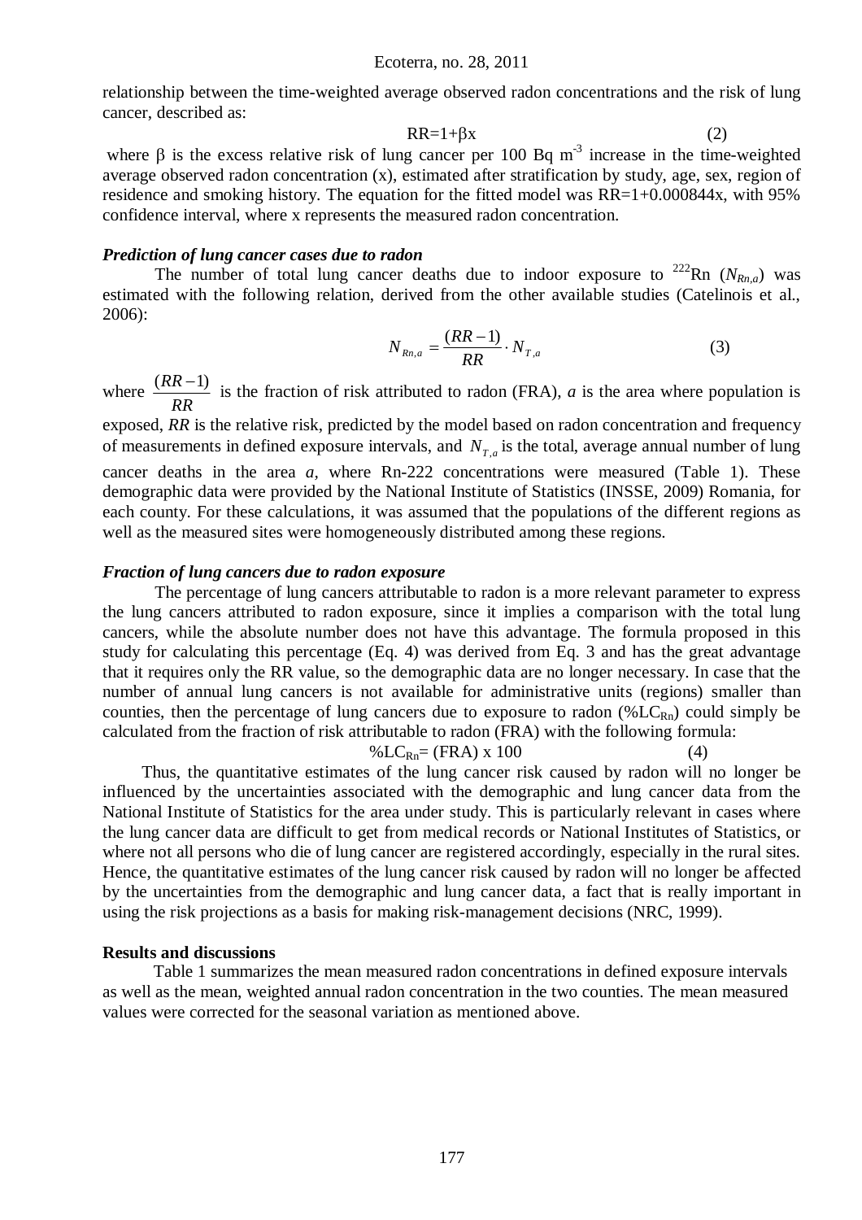relationship between the time-weighted average observed radon concentrations and the risk of lung cancer, described as:

$$RR=1+\beta x \tag{2}$$

where $\beta$ is the excess relative risk of lung cancer per 100 Bq $m^{-3}$ increase in the time-weighted average observed radon concentration (x), estimated after stratification by study, age, sex, region of residence and smoking history. The equation for the fitted model was RR=1+0.000844x, with 95% confidence interval, where x represents the measured radon concentration.

***Prediction of lung cancer cases due to radon***

The number of total lung cancer deaths due to indoor exposure to $^{222}$Rn ($N_{Rn,a}$) was estimated with the following relation, derived from the other available studies (Catelinois et al., 2006):

$$N_{Rn,a}=\frac{(RR-1)}{RR}\cdot N_{T,a} \tag{3}$$

where $\frac{(RR-1)}{RR}$ is the fraction of risk attributed to radon (FRA), *a* is the area where population is exposed, *RR* is the relative risk, predicted by the model based on radon concentration and frequency of measurements in defined exposure intervals, and $N_{T,a}$ is the total, average annual number of lung cancer deaths in the area *a*, where Rn-222 concentrations were measured (Table 1). These demographic data were provided by the National Institute of Statistics (INSSE, 2009) Romania, for each county. For these calculations, it was assumed that the populations of the different regions as well as the measured sites were homogeneously distributed among these regions.

***Fraction of lung cancers due to radon exposure***

The percentage of lung cancers attributable to radon is a more relevant parameter to express the lung cancers attributed to radon exposure, since it implies a comparison with the total lung cancers, while the absolute number does not have this advantage. The formula proposed in this study for calculating this percentage (Eq. 4) was derived from Eq. 3 and has the great advantage that it requires only the RR value, so the demographic data are no longer necessary. In case that the number of annual lung cancers is not available for administrative units (regions) smaller than counties, then the percentage of lung cancers due to exposure to radon ($\%LC_{Rn}$) could simply be calculated from the fraction of risk attributable to radon (FRA) with the following formula:

$$\%LC_{Rn}=(FRA)\times 100 \tag{4}$$

Thus, the quantitative estimates of the lung cancer risk caused by radon will no longer be influenced by the uncertainties associated with the demographic and lung cancer data from the National Institute of Statistics for the area under study. This is particularly relevant in cases where the lung cancer data are difficult to get from medical records or National Institutes of Statistics, or where not all persons who die of lung cancer are registered accordingly, especially in the rural sites. Hence, the quantitative estimates of the lung cancer risk caused by radon will no longer be affected by the uncertainties from the demographic and lung cancer data, a fact that is really important in using the risk projections as a basis for making risk-management decisions (NRC, 1999).

**Results and discussions**

Table 1 summarizes the mean measured radon concentrations in defined exposure intervals as well as the mean, weighted annual radon concentration in the two counties. The mean measured values were corrected for the seasonal variation as mentioned above.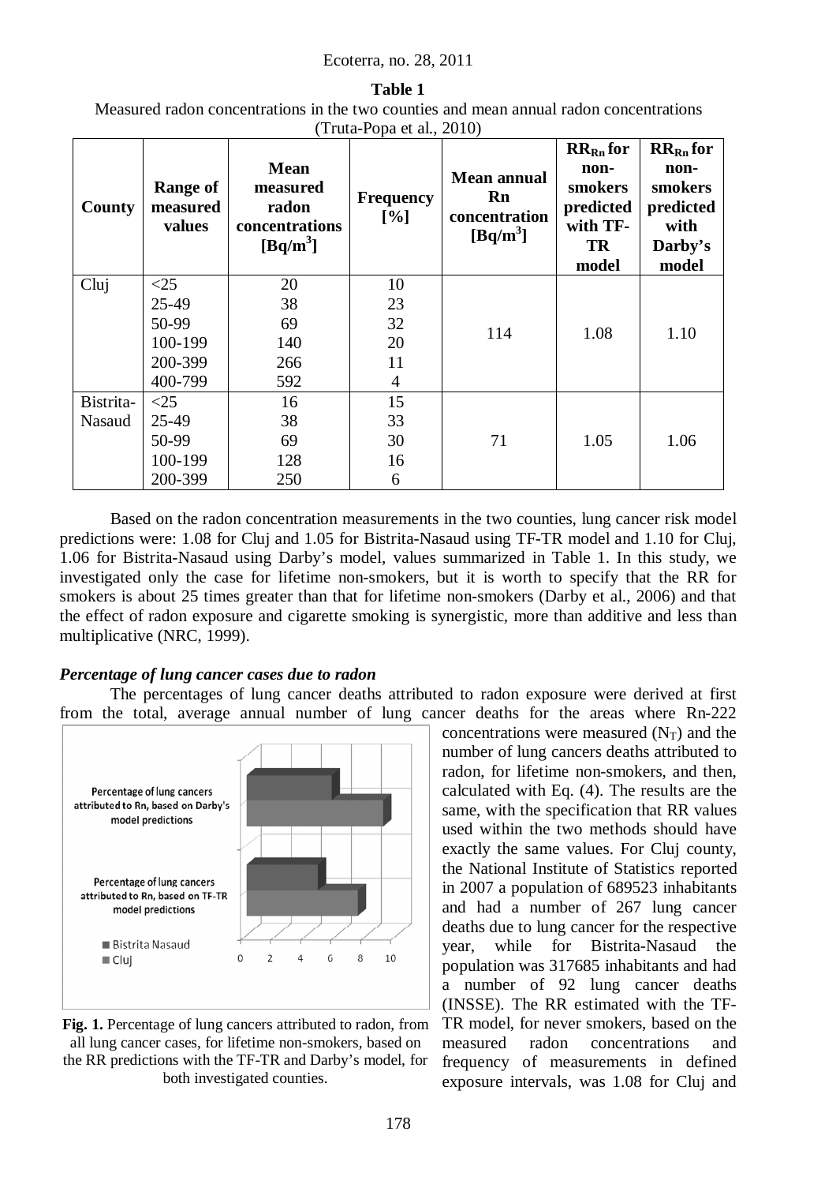**Table 1**

Measured radon concentrations in the two counties and mean annual radon concentrations (Truta-Popa et al., 2010)

| County | Range of measured values | Mean measured radon concentrations [Bq/m$^3$] | Frequency [%] | Mean annual Rn concentration [Bq/m$^3$] | $RR_{Rn}$ for non-smokers predicted with TF-TR model | $RR_{Rn}$ for non-smokers predicted with Darby's model |
|---|---|---|---|---|---|---|
| Cluj | <25 | 20 | 10 | 114 | 1.08 | 1.10 |
| | 25-49 | 38 | 23 | | | |
| | 50-99 | 69 | 32 | | | |
| | 100-199 | 140 | 20 | | | |
| | 200-399 | 266 | 11 | | | |
| | 400-799 | 592 | 4 | | | |
| Bistrita-Nasaud | <25 | 16 | 15 | 71 | 1.05 | 1.06 |
| | 25-49 | 38 | 33 | | | |
| | 50-99 | 69 | 30 | | | |
| | 100-199 | 128 | 16 | | | |
| | 200-399 | 250 | 6 | | | |

Based on the radon concentration measurements in the two counties, lung cancer risk model predictions were: 1.08 for Cluj and 1.05 for Bistrita-Nasaud using TF-TR model and 1.10 for Cluj, 1.06 for Bistrita-Nasaud using Darby's model, values summarized in Table 1. In this study, we investigated only the case for lifetime non-smokers, but it is worth to specify that the RR for smokers is about 25 times greater than that for lifetime non-smokers (Darby et al., 2006) and that the effect of radon exposure and cigarette smoking is synergistic, more than additive and less than multiplicative (NRC, 1999).

### *Percentage of lung cancer cases due to radon*

The percentages of lung cancer deaths attributed to radon exposure were derived at first from the total, average annual number of lung cancer deaths for the areas where Rn-222 concentrations were measured ($N_T$) and the number of lung cancers deaths attributed to radon, for lifetime non-smokers, and then, calculated with Eq. (4). The results are the same, with the specification that RR values used within the two methods should have exactly the same values. For Cluj county, the National Institute of Statistics reported in 2007 a population of 689523 inhabitants and had a number of 267 lung cancer deaths due to lung cancer for the respective year, while for Bistrita-Nasaud the population was 317685 inhabitants and had a number of 92 lung cancer deaths (INSSE). The RR estimated with the TF-TR model, for never smokers, based on the measured radon concentrations and frequency of measurements in defined exposure intervals, was 1.08 for Cluj and

**Fig. 1.** Percentage of lung cancers attributed to radon, from all lung cancer cases, for lifetime non-smokers, based on the RR predictions with the TF-TR and Darby's model, for both investigated counties.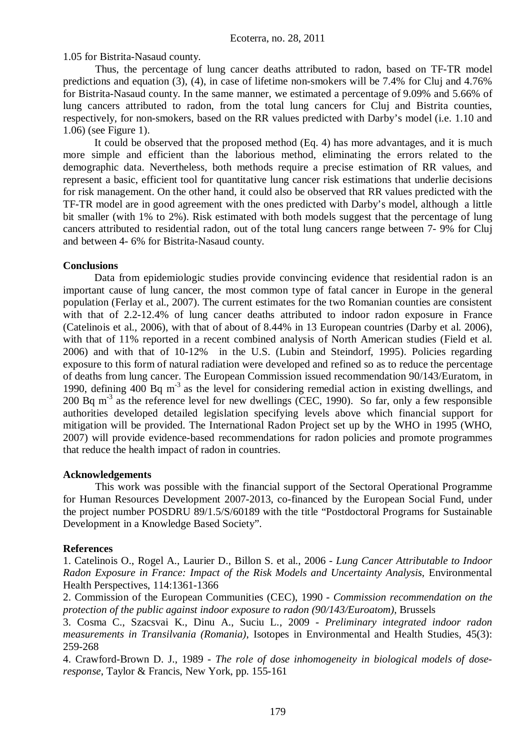1.05 for Bistrita-Nasaud county.

Thus, the percentage of lung cancer deaths attributed to radon, based on TF-TR model predictions and equation (3), (4), in case of lifetime non-smokers will be 7.4% for Cluj and 4.76% for Bistrita-Nasaud county. In the same manner, we estimated a percentage of 9.09% and 5.66% of lung cancers attributed to radon, from the total lung cancers for Cluj and Bistrita counties, respectively, for non-smokers, based on the RR values predicted with Darby's model (i.e. 1.10 and 1.06) (see Figure 1).

It could be observed that the proposed method (Eq. 4) has more advantages, and it is much more simple and efficient than the laborious method, eliminating the errors related to the demographic data. Nevertheless, both methods require a precise estimation of RR values, and represent a basic, efficient tool for quantitative lung cancer risk estimations that underlie decisions for risk management. On the other hand, it could also be observed that RR values predicted with the TF-TR model are in good agreement with the ones predicted with Darby's model, although a little bit smaller (with 1% to 2%). Risk estimated with both models suggest that the percentage of lung cancers attributed to residential radon, out of the total lung cancers range between 7- 9% for Cluj and between 4- 6% for Bistrita-Nasaud county.

**Conclusions**

Data from epidemiologic studies provide convincing evidence that residential radon is an important cause of lung cancer, the most common type of fatal cancer in Europe in the general population (Ferlay et al., 2007). The current estimates for the two Romanian counties are consistent with that of 2.2-12.4% of lung cancer deaths attributed to indoor radon exposure in France (Catelinois et al., 2006), with that of about of 8.44% in 13 European countries (Darby et al. 2006), with that of 11% reported in a recent combined analysis of North American studies (Field et al. 2006) and with that of 10-12% in the U.S. (Lubin and Steindorf, 1995). Policies regarding exposure to this form of natural radiation were developed and refined so as to reduce the percentage of deaths from lung cancer. The European Commission issued recommendation 90/143/Euratom, in 1990, defining 400 Bq $m^{-3}$ as the level for considering remedial action in existing dwellings, and 200 Bq $m^{-3}$ as the reference level for new dwellings (CEC, 1990). So far, only a few responsible authorities developed detailed legislation specifying levels above which financial support for mitigation will be provided. The International Radon Project set up by the WHO in 1995 (WHO, 2007) will provide evidence-based recommendations for radon policies and promote programmes that reduce the health impact of radon in countries.

**Acknowledgements**

This work was possible with the financial support of the Sectoral Operational Programme for Human Resources Development 2007-2013, co-financed by the European Social Fund, under the project number POSDRU 89/1.5/S/60189 with the title "Postdoctoral Programs for Sustainable Development in a Knowledge Based Society".

**References**

1. Catelinois O., Rogel A., Laurier D., Billon S. et al., 2006 - *Lung Cancer Attributable to Indoor Radon Exposure in France: Impact of the Risk Models and Uncertainty Analysis*, Environmental Health Perspectives, 114:1361-1366
2. Commission of the European Communities (CEC), 1990 - *Commission recommendation on the protection of the public against indoor exposure to radon (90/143/Euroatom)*, Brussels
3. Cosma C., Szacsvai K., Dinu A., Suciu L., 2009 - *Preliminary integrated indoor radon measurements in Transilvania (Romania)*, Isotopes in Environmental and Health Studies, 45(3): 259-268
4. Crawford-Brown D. J., 1989 - *The role of dose inhomogeneity in biological models of dose-response*, Taylor & Francis, New York, pp. 155-161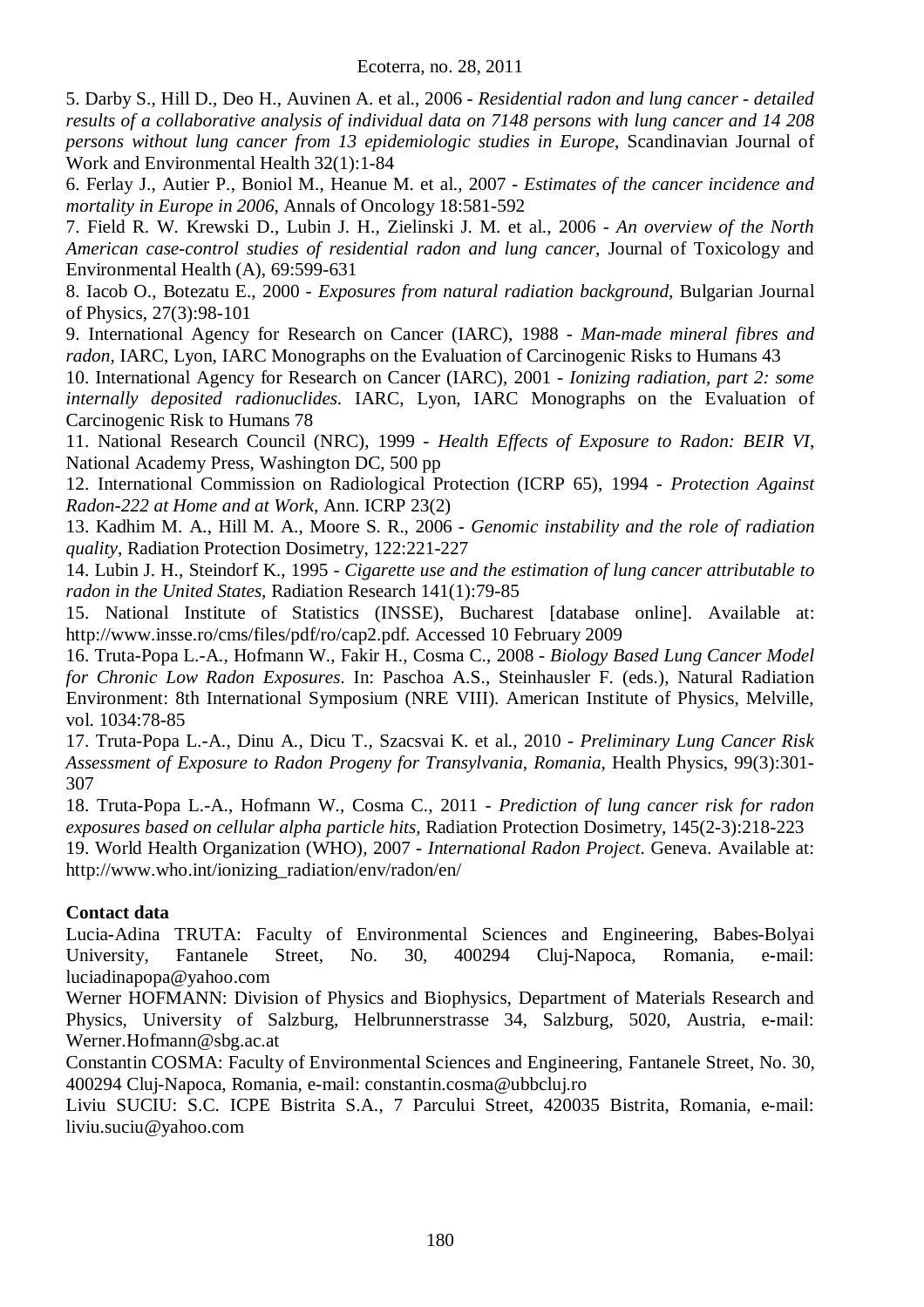5. Darby S., Hill D., Deo H., Auvinen A. et al., 2006 - *Residential radon and lung cancer - detailed results of a collaborative analysis of individual data on 7148 persons with lung cancer and 14 208 persons without lung cancer from 13 epidemiologic studies in Europe*, Scandinavian Journal of Work and Environmental Health 32(1):1-84

6. Ferlay J., Autier P., Boniol M., Heanue M. et al., 2007 - *Estimates of the cancer incidence and mortality in Europe in 2006*, Annals of Oncology 18:581-592

7. Field R. W. Krewski D., Lubin J. H., Zielinski J. M. et al., 2006 - *An overview of the North American case-control studies of residential radon and lung cancer*, Journal of Toxicology and Environmental Health (A), 69:599-631

8. Iacob O., Botezatu E., 2000 - *Exposures from natural radiation background*, Bulgarian Journal of Physics, 27(3):98-101

9. International Agency for Research on Cancer (IARC), 1988 - *Man-made mineral fibres and radon*, IARC, Lyon, IARC Monographs on the Evaluation of Carcinogenic Risks to Humans 43

10. International Agency for Research on Cancer (IARC), 2001 - *Ionizing radiation, part 2: some internally deposited radionuclides*. IARC, Lyon, IARC Monographs on the Evaluation of Carcinogenic Risk to Humans 78

11. National Research Council (NRC), 1999 - *Health Effects of Exposure to Radon: BEIR VI*, National Academy Press, Washington DC, 500 pp

12. International Commission on Radiological Protection (ICRP 65), 1994 - *Protection Against Radon-222 at Home and at Work*, Ann. ICRP 23(2)

13. Kadhim M. A., Hill M. A., Moore S. R., 2006 - *Genomic instability and the role of radiation quality*, Radiation Protection Dosimetry, 122:221-227

14. Lubin J. H., Steindorf K., 1995 - *Cigarette use and the estimation of lung cancer attributable to radon in the United States*, Radiation Research 141(1):79-85

15. National Institute of Statistics (INSSE), Bucharest [database online]. Available at: http://www.insse.ro/cms/files/pdf/ro/cap2.pdf. Accessed 10 February 2009

16. Truta-Popa L.-A., Hofmann W., Fakir H., Cosma C., 2008 - *Biology Based Lung Cancer Model for Chronic Low Radon Exposures*. In: Paschoa A.S., Steinhausler F. (eds.), Natural Radiation Environment: 8th International Symposium (NRE VIII). American Institute of Physics, Melville, vol. 1034:78-85

17. Truta-Popa L.-A., Dinu A., Dicu T., Szacsvai K. et al., 2010 - *Preliminary Lung Cancer Risk Assessment of Exposure to Radon Progeny for Transylvania, Romania*, Health Physics, 99(3):301-307

18. Truta-Popa L.-A., Hofmann W., Cosma C., 2011 - *Prediction of lung cancer risk for radon exposures based on cellular alpha particle hits*, Radiation Protection Dosimetry, 145(2-3):218-223

19. World Health Organization (WHO), 2007 - *International Radon Project*. Geneva. Available at: http://www.who.int/ionizing_radiation/env/radon/en/

**Contact data**

Lucia-Adina TRUTA: Faculty of Environmental Sciences and Engineering, Babes-Bolyai University, Fantanele Street, No. 30, 400294 Cluj-Napoca, Romania, e-mail: luciadinapopa@yahoo.com

Werner HOFMANN: Division of Physics and Biophysics, Department of Materials Research and Physics, University of Salzburg, Helbrunnerstrasse 34, Salzburg, 5020, Austria, e-mail: Werner.Hofmann@sbg.ac.at

Constantin COSMA: Faculty of Environmental Sciences and Engineering, Fantanele Street, No. 30, 400294 Cluj-Napoca, Romania, e-mail: constantin.cosma@ubbcluj.ro

Liviu SUCIU: S.C. ICPE Bistrita S.A., 7 Parcului Street, 420035 Bistrita, Romania, e-mail: liviu.suciu@yahoo.com